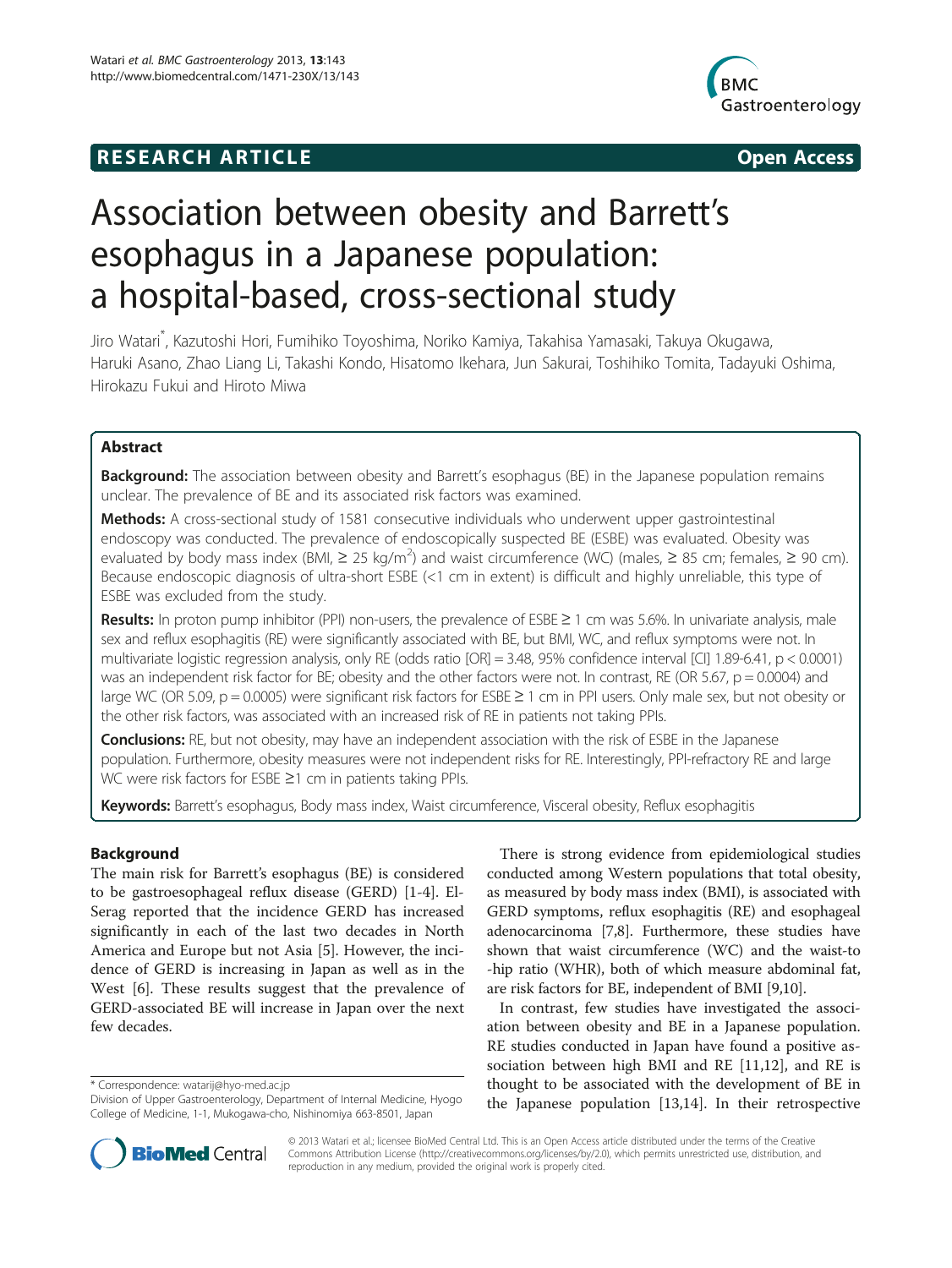**RESEARCH ARTICLE** **Open Access**

# Association between obesity and Barrett's esophagus in a Japanese population: a hospital-based, cross-sectional study

Jiro Watari[*], Kazutoshi Hori, Fumihiko Toyoshima, Noriko Kamiya, Takahisa Yamasaki, Takuya Okugawa, Haruki Asano, Zhao Liang Li, Takashi Kondo, Hisatomo Ikehara, Jun Sakurai, Toshihiko Tomita, Tadayuki Oshima, Hirokazu Fukui and Hiroto Miwa

## Abstract

**Background:** The association between obesity and Barrett's esophagus (BE) in the Japanese population remains unclear. The prevalence of BE and its associated risk factors was examined.

**Methods:** A cross-sectional study of 1581 consecutive individuals who underwent upper gastrointestinal endoscopy was conducted. The prevalence of endoscopically suspected BE (ESBE) was evaluated. Obesity was evaluated by body mass index (BMI, ≥ 25 kg/m$^2$) and waist circumference (WC) (males, ≥ 85 cm; females, ≥ 90 cm). Because endoscopic diagnosis of ultra-short ESBE (<1 cm in extent) is difficult and highly unreliable, this type of ESBE was excluded from the study.

**Results:** In proton pump inhibitor (PPI) non-users, the prevalence of ESBE ≥ 1 cm was 5.6%. In univariate analysis, male sex and reflux esophagitis (RE) were significantly associated with BE, but BMI, WC, and reflux symptoms were not. In multivariate logistic regression analysis, only RE (odds ratio [OR] = 3.48, 95% confidence interval [CI] 1.89-6.41, $p < 0.0001$) was an independent risk factor for BE; obesity and the other factors were not. In contrast, RE (OR 5.67, $p = 0.0004$) and large WC (OR 5.09, $p = 0.0005$) were significant risk factors for ESBE ≥ 1 cm in PPI users. Only male sex, but not obesity or the other risk factors, was associated with an increased risk of RE in patients not taking PPIs.

**Conclusions:** RE, but not obesity, may have an independent association with the risk of ESBE in the Japanese population. Furthermore, obesity measures were not independent risks for RE. Interestingly, PPI-refractory RE and large WC were risk factors for ESBE ≥1 cm in patients taking PPIs.

**Keywords:** Barrett's esophagus, Body mass index, Waist circumference, Visceral obesity, Reflux esophagitis

## Background

The main risk for Barrett's esophagus (BE) is considered to be gastroesophageal reflux disease (GERD) [1-4]. El-Serag reported that the incidence GERD has increased significantly in each of the last two decades in North America and Europe but not Asia [5]. However, the incidence of GERD is increasing in Japan as well as in the West [6]. These results suggest that the prevalence of GERD-associated BE will increase in Japan over the next few decades.

There is strong evidence from epidemiological studies conducted among Western populations that total obesity, as measured by body mass index (BMI), is associated with GERD symptoms, reflux esophagitis (RE) and esophageal adenocarcinoma [7,8]. Furthermore, these studies have shown that waist circumference (WC) and the waist-to-hip ratio (WHR), both of which measure abdominal fat, are risk factors for BE, independent of BMI [9,10].

In contrast, few studies have investigated the association between obesity and BE in a Japanese population. RE studies conducted in Japan have found a positive association between high BMI and RE [11,12], and RE is thought to be associated with the development of BE in the Japanese population [13,14]. In their retrospective

\* Correspondence: watarij@hyo-med.ac.jp
Division of Upper Gastroenterology, Department of Internal Medicine, Hyogo College of Medicine, 1-1, Mukogawa-cho, Nishinomiya 663-8501, Japan

© 2013 Watari et al.; licensee BioMed Central Ltd. This is an Open Access article distributed under the terms of the Creative Commons Attribution License (http://creativecommons.org/licenses/by/2.0), which permits unrestricted use, distribution, and reproduction in any medium, provided the original work is properly cited.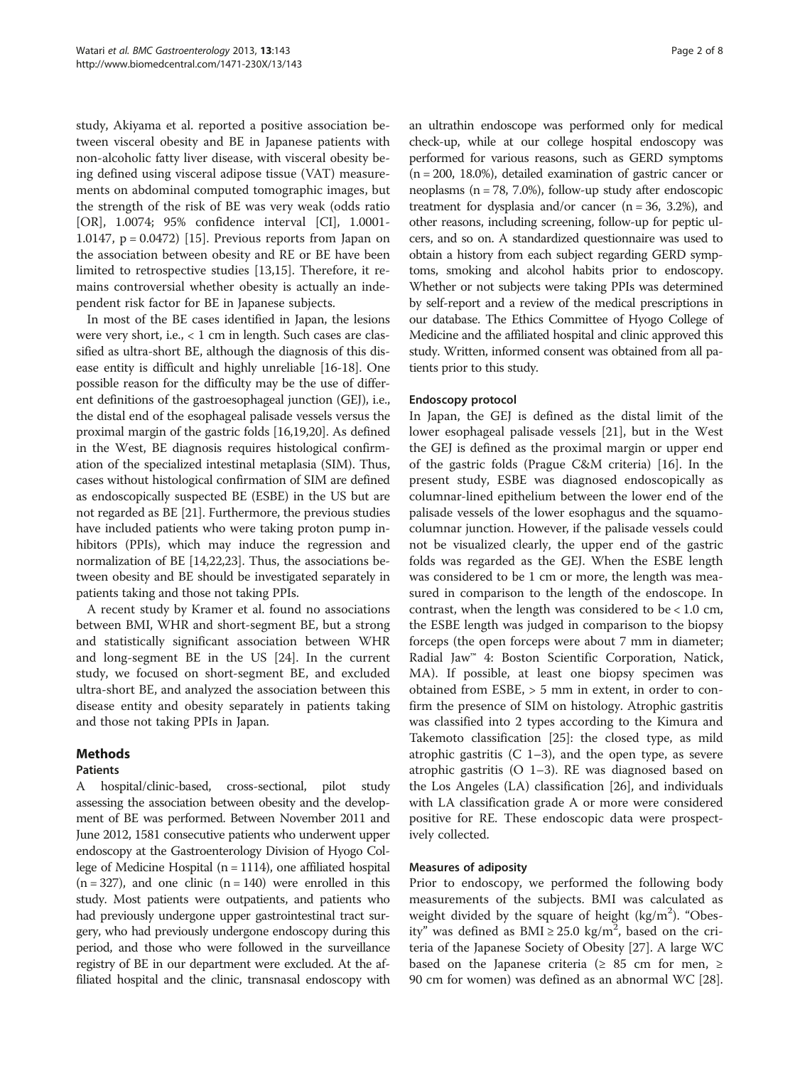study, Akiyama et al. reported a positive association between visceral obesity and BE in Japanese patients with non-alcoholic fatty liver disease, with visceral obesity being defined using visceral adipose tissue (VAT) measurements on abdominal computed tomographic images, but the strength of the risk of BE was very weak (odds ratio [OR], 1.0074; 95% confidence interval [CI], 1.0001-1.0147, p = 0.0472) [15]. Previous reports from Japan on the association between obesity and RE or BE have been limited to retrospective studies [13,15]. Therefore, it remains controversial whether obesity is actually an independent risk factor for BE in Japanese subjects.

In most of the BE cases identified in Japan, the lesions were very short, i.e., < 1 cm in length. Such cases are classified as ultra-short BE, although the diagnosis of this disease entity is difficult and highly unreliable [16-18]. One possible reason for the difficulty may be the use of different definitions of the gastroesophageal junction (GEJ), i.e., the distal end of the esophageal palisade vessels versus the proximal margin of the gastric folds [16,19,20]. As defined in the West, BE diagnosis requires histological confirmation of the specialized intestinal metaplasia (SIM). Thus, cases without histological confirmation of SIM are defined as endoscopically suspected BE (ESBE) in the US but are not regarded as BE [21]. Furthermore, the previous studies have included patients who were taking proton pump inhibitors (PPIs), which may induce the regression and normalization of BE [14,22,23]. Thus, the associations between obesity and BE should be investigated separately in patients taking and those not taking PPIs.

A recent study by Kramer et al. found no associations between BMI, WHR and short-segment BE, but a strong and statistically significant association between WHR and long-segment BE in the US [24]. In the current study, we focused on short-segment BE, and excluded ultra-short BE, and analyzed the association between this disease entity and obesity separately in patients taking and those not taking PPIs in Japan.

## Methods

### Patients

A hospital/clinic-based, cross-sectional, pilot study assessing the association between obesity and the development of BE was performed. Between November 2011 and June 2012, 1581 consecutive patients who underwent upper endoscopy at the Gastroenterology Division of Hyogo College of Medicine Hospital (n = 1114), one affiliated hospital (n = 327), and one clinic (n = 140) were enrolled in this study. Most patients were outpatients, and patients who had previously undergone upper gastrointestinal tract surgery, who had previously undergone endoscopy during this period, and those who were followed in the surveillance registry of BE in our department were excluded. At the affiliated hospital and the clinic, transnasal endoscopy with an ultrathin endoscope was performed only for medical check-up, while at our college hospital endoscopy was performed for various reasons, such as GERD symptoms (n = 200, 18.0%), detailed examination of gastric cancer or neoplasms (n = 78, 7.0%), follow-up study after endoscopic treatment for dysplasia and/or cancer (n = 36, 3.2%), and other reasons, including screening, follow-up for peptic ulcers, and so on. A standardized questionnaire was used to obtain a history from each subject regarding GERD symptoms, smoking and alcohol habits prior to endoscopy. Whether or not subjects were taking PPIs was determined by self-report and a review of the medical prescriptions in our database. The Ethics Committee of Hyogo College of Medicine and the affiliated hospital and clinic approved this study. Written, informed consent was obtained from all patients prior to this study.

### Endoscopy protocol

In Japan, the GEJ is defined as the distal limit of the lower esophageal palisade vessels [21], but in the West the GEJ is defined as the proximal margin or upper end of the gastric folds (Prague C&M criteria) [16]. In the present study, ESBE was diagnosed endoscopically as columnar-lined epithelium between the lower end of the palisade vessels of the lower esophagus and the squamocolumnar junction. However, if the palisade vessels could not be visualized clearly, the upper end of the gastric folds was regarded as the GEJ. When the ESBE length was considered to be 1 cm or more, the length was measured in comparison to the length of the endoscope. In contrast, when the length was considered to be < 1.0 cm, the ESBE length was judged in comparison to the biopsy forceps (the open forceps were about 7 mm in diameter; Radial Jaw™ 4: Boston Scientific Corporation, Natick, MA). If possible, at least one biopsy specimen was obtained from ESBE, > 5 mm in extent, in order to confirm the presence of SIM on histology. Atrophic gastritis was classified into 2 types according to the Kimura and Takemoto classification [25]: the closed type, as mild atrophic gastritis (C 1–3), and the open type, as severe atrophic gastritis (O 1–3). RE was diagnosed based on the Los Angeles (LA) classification [26], and individuals with LA classification grade A or more were considered positive for RE. These endoscopic data were prospectively collected.

### Measures of adiposity

Prior to endoscopy, we performed the following body measurements of the subjects. BMI was calculated as weight divided by the square of height (kg/m$^2$). "Obesity" was defined as BMI ≥ 25.0 kg/m$^2$, based on the criteria of the Japanese Society of Obesity [27]. A large WC based on the Japanese criteria (≥ 85 cm for men, ≥ 90 cm for women) was defined as an abnormal WC [28].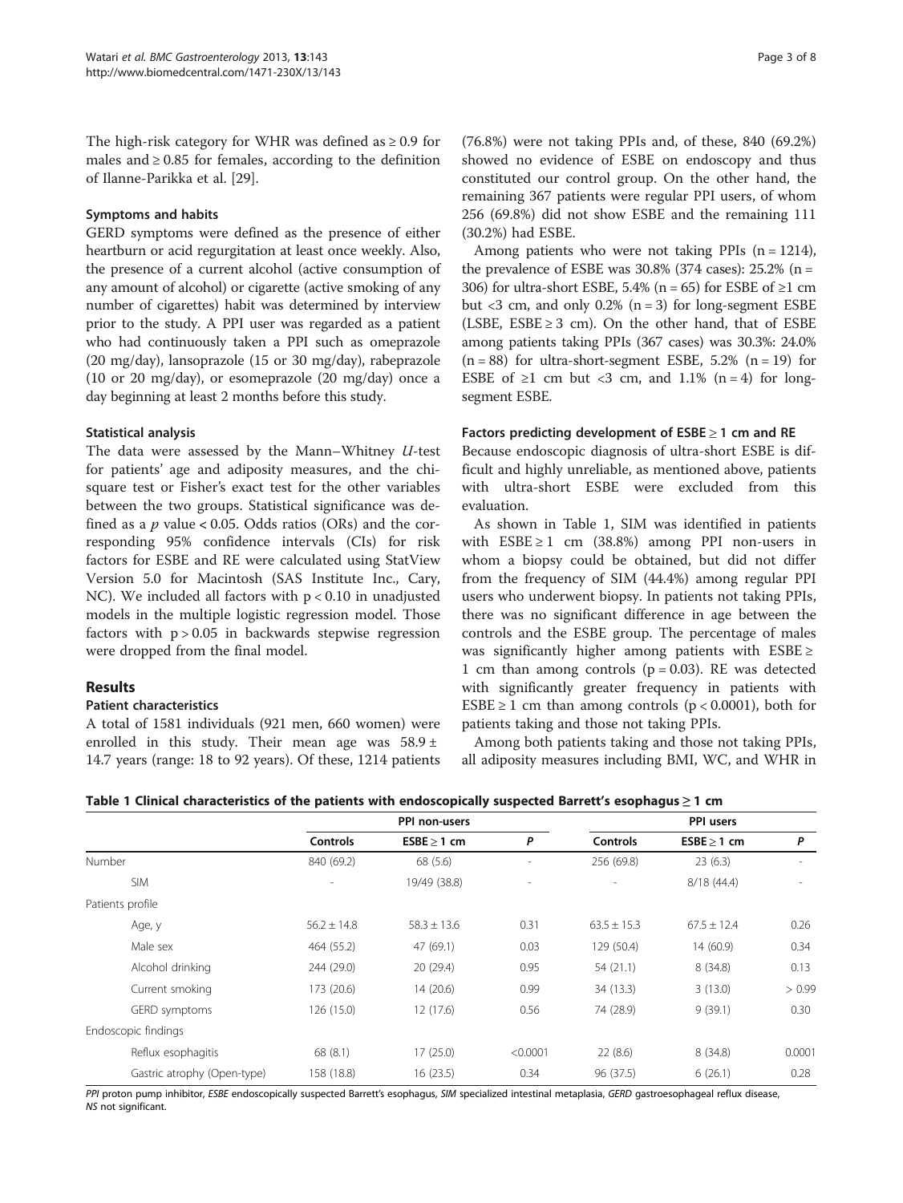The high-risk category for WHR was defined as ≥ 0.9 for males and ≥ 0.85 for females, according to the definition of Ilanne-Parikka et al. [29].

### Symptoms and habits

GERD symptoms were defined as the presence of either heartburn or acid regurgitation at least once weekly. Also, the presence of a current alcohol (active consumption of any amount of alcohol) or cigarette (active smoking of any number of cigarettes) habit was determined by interview prior to the study. A PPI user was regarded as a patient who had continuously taken a PPI such as omeprazole (20 mg/day), lansoprazole (15 or 30 mg/day), rabeprazole (10 or 20 mg/day), or esomeprazole (20 mg/day) once a day beginning at least 2 months before this study.

### Statistical analysis

The data were assessed by the Mann–Whitney *U*-test for patients' age and adiposity measures, and the chi-square test or Fisher's exact test for the other variables between the two groups. Statistical significance was defined as a $p$ value < 0.05. Odds ratios (ORs) and the corresponding 95% confidence intervals (CIs) for risk factors for ESBE and RE were calculated using StatView Version 5.0 for Macintosh (SAS Institute Inc., Cary, NC). We included all factors with $p < 0.10$ in unadjusted models in the multiple logistic regression model. Those factors with $p > 0.05$ in backwards stepwise regression were dropped from the final model.

## Results

### Patient characteristics

A total of 1581 individuals (921 men, 660 women) were enrolled in this study. Their mean age was 58.9 ± 14.7 years (range: 18 to 92 years). Of these, 1214 patients (76.8%) were not taking PPIs and, of these, 840 (69.2%) showed no evidence of ESBE on endoscopy and thus constituted our control group. On the other hand, the remaining 367 patients were regular PPI users, of whom 256 (69.8%) did not show ESBE and the remaining 111 (30.2%) had ESBE.

Among patients who were not taking PPIs (n = 1214), the prevalence of ESBE was 30.8% (374 cases): 25.2% (n = 306) for ultra-short ESBE, 5.4% (n = 65) for ESBE of ≥1 cm but <3 cm, and only 0.2% (n = 3) for long-segment ESBE (LSBE, ESBE ≥ 3 cm). On the other hand, that of ESBE among patients taking PPIs (367 cases) was 30.3%: 24.0% (n = 88) for ultra-short-segment ESBE, 5.2% (n = 19) for ESBE of ≥1 cm but <3 cm, and 1.1% (n = 4) for long-segment ESBE.

### Factors predicting development of ESBE ≥ 1 cm and RE

Because endoscopic diagnosis of ultra-short ESBE is difficult and highly unreliable, as mentioned above, patients with ultra-short ESBE were excluded from this evaluation.

As shown in Table 1, SIM was identified in patients with ESBE ≥ 1 cm (38.8%) among PPI non-users in whom a biopsy could be obtained, but did not differ from the frequency of SIM (44.4%) among regular PPI users who underwent biopsy. In patients not taking PPIs, there was no significant difference in age between the controls and the ESBE group. The percentage of males was significantly higher among patients with ESBE ≥ 1 cm than among controls (p = 0.03). RE was detected with significantly greater frequency in patients with ESBE ≥ 1 cm than among controls (p < 0.0001), both for patients taking and those not taking PPIs.

Among both patients taking and those not taking PPIs, all adiposity measures including BMI, WC, and WHR in

**Table 1 Clinical characteristics of the patients with endoscopically suspected Barrett's esophagus ≥ 1 cm**

| | PPI non-users | | | PPI users | | |
|---|---|---|---|---|---|---|
| | Controls | ESBE ≥ 1 cm | P | Controls | ESBE ≥ 1 cm | P |
| Number | 840 (69.2) | 68 (5.6) | - | 256 (69.8) | 23 (6.3) | - |
| SIM | - | 19/49 (38.8) | - | - | 8/18 (44.4) | - |
| Patients profile | | | | | | |
| Age, y | 56.2 ± 14.8 | 58.3 ± 13.6 | 0.31 | 63.5 ± 15.3 | 67.5 ± 12.4 | 0.26 |
| Male sex | 464 (55.2) | 47 (69.1) | 0.03 | 129 (50.4) | 14 (60.9) | 0.34 |
| Alcohol drinking | 244 (29.0) | 20 (29.4) | 0.95 | 54 (21.1) | 8 (34.8) | 0.13 |
| Current smoking | 173 (20.6) | 14 (20.6) | 0.99 | 34 (13.3) | 3 (13.0) | > 0.99 |
| GERD symptoms | 126 (15.0) | 12 (17.6) | 0.56 | 74 (28.9) | 9 (39.1) | 0.30 |
| Endoscopic findings | | | | | | |
| Reflux esophagitis | 68 (8.1) | 17 (25.0) | <0.0001 | 22 (8.6) | 8 (34.8) | 0.0001 |
| Gastric atrophy (Open-type) | 158 (18.8) | 16 (23.5) | 0.34 | 96 (37.5) | 6 (26.1) | 0.28 |

*PPI* proton pump inhibitor, *ESBE* endoscopically suspected Barrett's esophagus, *SIM* specialized intestinal metaplasia, *GERD* gastroesophageal reflux disease, *NS* not significant.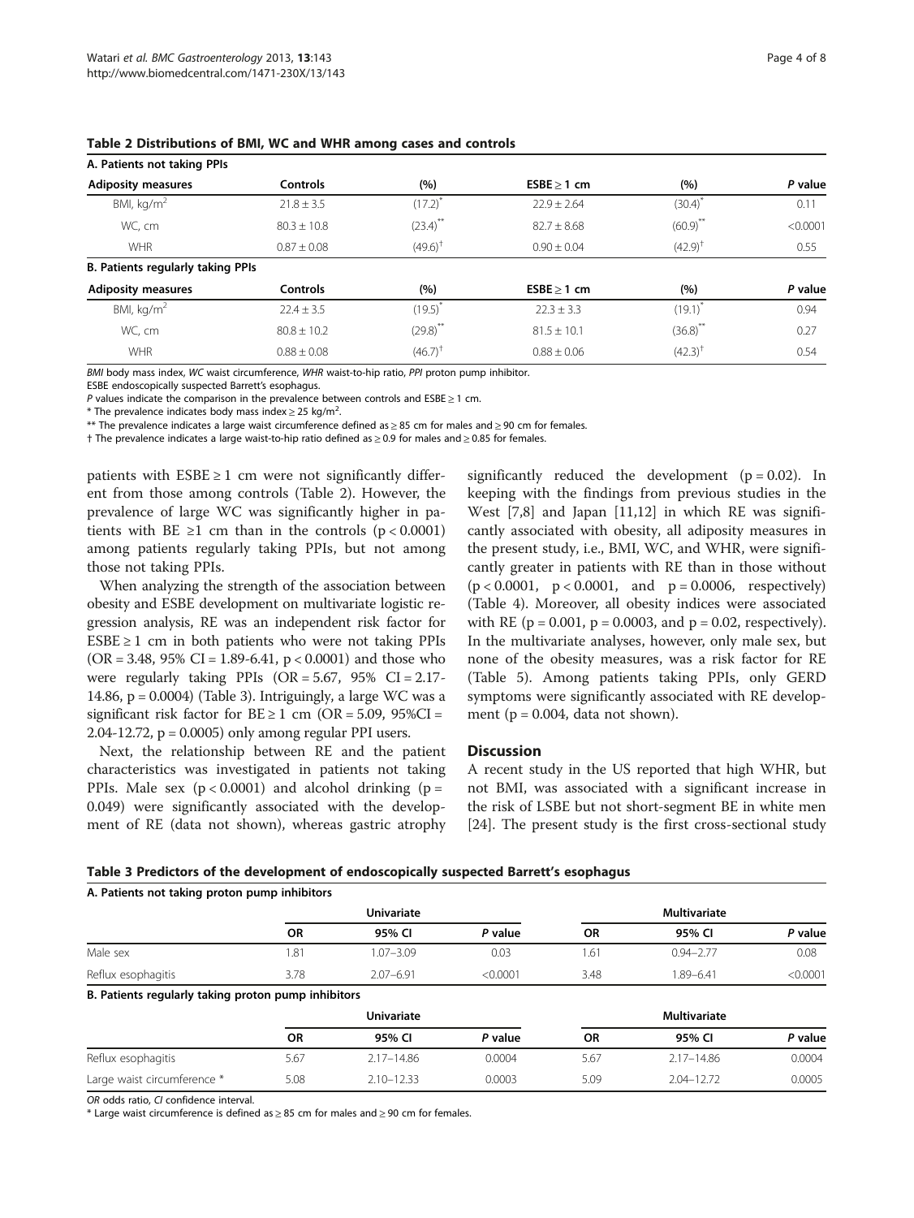**Table 2 Distributions of BMI, WC and WHR among cases and controls**

| A. Patients not taking PPIs | | | | | |
|---|---|---|---|---|---|
| **Adiposity measures** | **Controls** | **(%)** | **ESBE ≥ 1 cm** | **(%)** | ***P* value** |
| BMI, kg/m$^2$ | 21.8 ± 3.5 | (17.2)* | 22.9 ± 2.64 | (30.4)* | 0.11 |
| WC, cm | 80.3 ± 10.8 | (23.4)** | 82.7 ± 8.68 | (60.9)** | <0.0001 |
| WHR | 0.87 ± 0.08 | (49.6)† | 0.90 ± 0.04 | (42.9)† | 0.55 |
| **B. Patients regularly taking PPIs** | | | | | |
| **Adiposity measures** | **Controls** | **(%)** | **ESBE ≥ 1 cm** | **(%)** | ***P* value** |
| BMI, kg/m$^2$ | 22.4 ± 3.5 | (19.5)* | 22.3 ± 3.3 | (19.1)* | 0.94 |
| WC, cm | 80.8 ± 10.2 | (29.8)** | 81.5 ± 10.1 | (36.8)** | 0.27 |
| WHR | 0.88 ± 0.08 | (46.7)† | 0.88 ± 0.06 | (42.3)† | 0.54 |

*BMI* body mass index, *WC* waist circumference, *WHR* waist-to-hip ratio, *PPI* proton pump inhibitor.
ESBE endoscopically suspected Barrett's esophagus.
*P* values indicate the comparison in the prevalence between controls and ESBE ≥ 1 cm.
* The prevalence indicates body mass index ≥ 25 kg/m$^2$.
** The prevalence indicates a large waist circumference defined as ≥ 85 cm for males and ≥ 90 cm for females.
† The prevalence indicates a large waist-to-hip ratio defined as ≥ 0.9 for males and ≥ 0.85 for females.

patients with ESBE ≥ 1 cm were not significantly different from those among controls (Table 2). However, the prevalence of large WC was significantly higher in patients with BE ≥1 cm than in the controls ($p < 0.0001$) among patients regularly taking PPIs, but not among those not taking PPIs.

When analyzing the strength of the association between obesity and ESBE development on multivariate logistic regression analysis, RE was an independent risk factor for ESBE ≥ 1 cm in both patients who were not taking PPIs (OR = 3.48, 95% CI = 1.89-6.41, $p < 0.0001$) and those who were regularly taking PPIs (OR = 5.67, 95% CI = 2.17-14.86, $p = 0.0004$) (Table 3). Intriguingly, a large WC was a significant risk factor for BE ≥ 1 cm (OR = 5.09, 95%CI = 2.04-12.72, $p = 0.0005$) only among regular PPI users.

Next, the relationship between RE and the patient characteristics was investigated in patients not taking PPIs. Male sex ($p < 0.0001$) and alcohol drinking ($p = 0.049$) were significantly associated with the development of RE (data not shown), whereas gastric atrophy significantly reduced the development ($p = 0.02$). In keeping with the findings from previous studies in the West [7,8] and Japan [11,12] in which RE was significantly associated with obesity, all adiposity measures in the present study, i.e., BMI, WC, and WHR, were significantly greater in patients with RE than in those without ($p < 0.0001$, $p < 0.0001$, and $p = 0.0006$, respectively) (Table 4). Moreover, all obesity indices were associated with RE ($p = 0.001$, $p = 0.0003$, and $p = 0.02$, respectively). In the multivariate analyses, however, only male sex, but none of the obesity measures, was a risk factor for RE (Table 5). Among patients taking PPIs, only GERD symptoms were significantly associated with RE development ($p = 0.004$, data not shown).

## Discussion

A recent study in the US reported that high WHR, but not BMI, was associated with a significant increase in the risk of LSBE but not short-segment BE in white men [24]. The present study is the first cross-sectional study

**Table 3 Predictors of the development of endoscopically suspected Barrett's esophagus**

| A. Patients not taking proton pump inhibitors | | | | | | |
|---|---|---|---|---|---|---|
| | **Univariate** | | | **Multivariate** | | |
| | **OR** | **95% CI** | ***P* value** | **OR** | **95% CI** | ***P* value** |
| Male sex | 1.81 | 1.07–3.09 | 0.03 | 1.61 | 0.94–2.77 | 0.08 |
| Reflux esophagitis | 3.78 | 2.07–6.91 | <0.0001 | 3.48 | 1.89–6.41 | <0.0001 |
| **B. Patients regularly taking proton pump inhibitors** | | | | | | |
| | **Univariate** | | | **Multivariate** | | |
| | **OR** | **95% CI** | ***P* value** | **OR** | **95% CI** | ***P* value** |
| Reflux esophagitis | 5.67 | 2.17–14.86 | 0.0004 | 5.67 | 2.17–14.86 | 0.0004 |
| Large waist circumference * | 5.08 | 2.10–12.33 | 0.0003 | 5.09 | 2.04–12.72 | 0.0005 |

*OR* odds ratio, *CI* confidence interval.
* Large waist circumference is defined as ≥ 85 cm for males and ≥ 90 cm for females.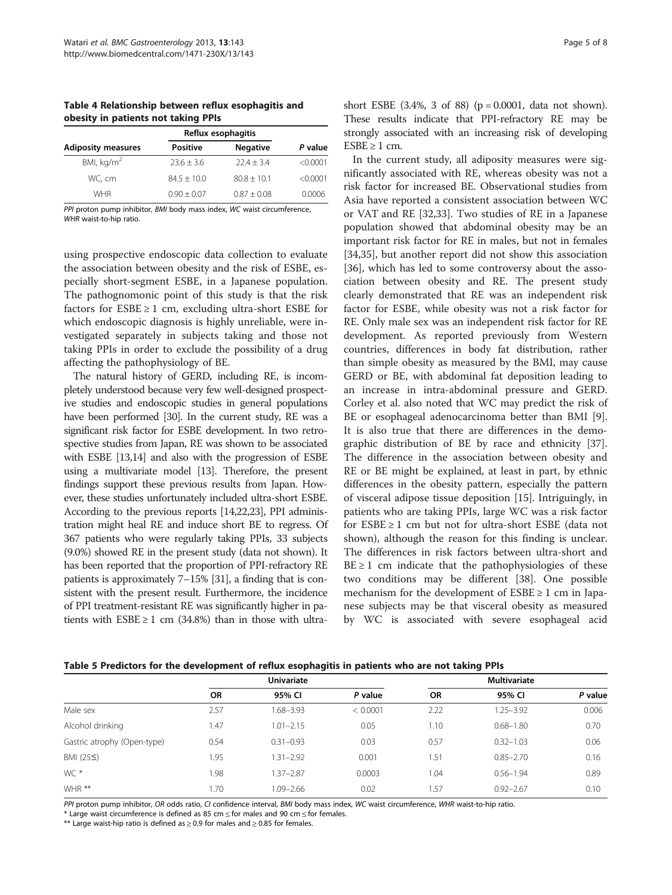**Table 4 Relationship between reflux esophagitis and obesity in patients not taking PPIs**

| | Reflux esophagitis | | |
|---|---|---|---|
| Adiposity measures | Positive | Negative | *P* value |
| BMI, kg/m$^2$ | 23.6 ± 3.6 | 22.4 ± 3.4 | <0.0001 |
| WC, cm | 84.5 ± 10.0 | 80.8 ± 10.1 | <0.0001 |
| WHR | 0.90 ± 0.07 | 0.87 ± 0.08 | 0.0006 |

*PPI* proton pump inhibitor, *BMI* body mass index, *WC* waist circumference, *WHR* waist-to-hip ratio.

using prospective endoscopic data collection to evaluate the association between obesity and the risk of ESBE, especially short-segment ESBE, in a Japanese population. The pathognomonic point of this study is that the risk factors for ESBE ≥ 1 cm, excluding ultra-short ESBE for which endoscopic diagnosis is highly unreliable, were investigated separately in subjects taking and those not taking PPIs in order to exclude the possibility of a drug affecting the pathophysiology of BE.

The natural history of GERD, including RE, is incompletely understood because very few well-designed prospective studies and endoscopic studies in general populations have been performed [30]. In the current study, RE was a significant risk factor for ESBE development. In two retrospective studies from Japan, RE was shown to be associated with ESBE [13,14] and also with the progression of ESBE using a multivariate model [13]. Therefore, the present findings support these previous results from Japan. However, these studies unfortunately included ultra-short ESBE. According to the previous reports [14,22,23], PPI administration might heal RE and induce short BE to regress. Of 367 patients who were regularly taking PPIs, 33 subjects (9.0%) showed RE in the present study (data not shown). It has been reported that the proportion of PPI-refractory RE patients is approximately 7–15% [31], a finding that is consistent with the present result. Furthermore, the incidence of PPI treatment-resistant RE was significantly higher in patients with ESBE ≥ 1 cm (34.8%) than in those with ultra-short ESBE (3.4%, 3 of 88) ($p = 0.0001$, data not shown). These results indicate that PPI-refractory RE may be strongly associated with an increasing risk of developing ESBE ≥ 1 cm.

In the current study, all adiposity measures were significantly associated with RE, whereas obesity was not a risk factor for increased BE. Observational studies from Asia have reported a consistent association between WC or VAT and RE [32,33]. Two studies of RE in a Japanese population showed that abdominal obesity may be an important risk factor for RE in males, but not in females [34,35], but another report did not show this association [36], which has led to some controversy about the association between obesity and RE. The present study clearly demonstrated that RE was an independent risk factor for ESBE, while obesity was not a risk factor for RE. Only male sex was an independent risk factor for RE development. As reported previously from Western countries, differences in body fat distribution, rather than simple obesity as measured by the BMI, may cause GERD or BE, with abdominal fat deposition leading to an increase in intra-abdominal pressure and GERD. Corley et al. also noted that WC may predict the risk of BE or esophageal adenocarcinoma better than BMI [9]. It is also true that there are differences in the demographic distribution of BE by race and ethnicity [37]. The difference in the association between obesity and RE or BE might be explained, at least in part, by ethnic differences in the obesity pattern, especially the pattern of visceral adipose tissue deposition [15]. Intriguingly, in patients who are taking PPIs, large WC was a risk factor for ESBE ≥ 1 cm but not for ultra-short ESBE (data not shown), although the reason for this finding is unclear. The differences in risk factors between ultra-short and BE ≥ 1 cm indicate that the pathophysiologies of these two conditions may be different [38]. One possible mechanism for the development of ESBE ≥ 1 cm in Japanese subjects may be that visceral obesity as measured by WC is associated with severe esophageal acid

**Table 5 Predictors for the development of reflux esophagitis in patients who are not taking PPIs**

| | Univariate | | | Multivariate | | |
|---|---|---|---|---|---|---|
| | OR | 95% CI | *P* value | OR | 95% CI | *P* value |
| Male sex | 2.57 | 1.68–3.93 | < 0.0001 | 2.22 | 1.25–3.92 | 0.006 |
| Alcohol drinking | 1.47 | 1.01–2.15 | 0.05 | 1.10 | 0.68–1.80 | 0.70 |
| Gastric atrophy (Open-type) | 0.54 | 0.31–0.93 | 0.03 | 0.57 | 0.32–1.03 | 0.06 |
| BMI (25≤) | 1.95 | 1.31–2.92 | 0.001 | 1.51 | 0.85–2.70 | 0.16 |
| WC * | 1.98 | 1.37–2.87 | 0.0003 | 1.04 | 0.56–1.94 | 0.89 |
| WHR ** | 1.70 | 1.09–2.66 | 0.02 | 1.57 | 0.92–2.67 | 0.10 |

*PPI* proton pump inhibitor, *OR* odds ratio, *CI* confidence interval, *BMI* body mass index, *WC* waist circumference, *WHR* waist-to-hip ratio.
* Large waist circumference is defined as 85 cm ≤ for males and 90 cm ≤ for females.
** Large waist-hip ratio is defined as ≥ 0.9 for males and ≥ 0.85 for females.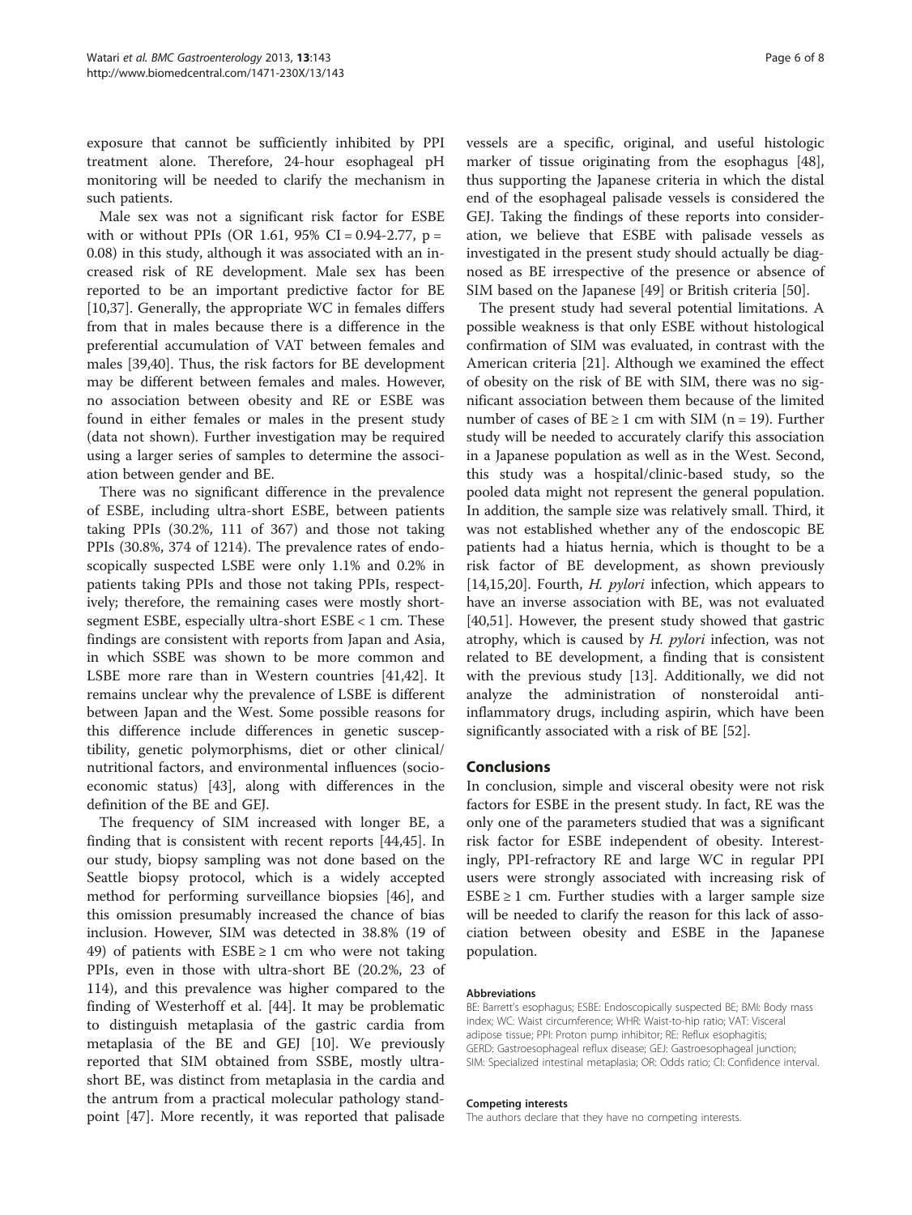exposure that cannot be sufficiently inhibited by PPI treatment alone. Therefore, 24-hour esophageal pH monitoring will be needed to clarify the mechanism in such patients.

Male sex was not a significant risk factor for ESBE with or without PPIs (OR 1.61, 95% CI = 0.94-2.77, p = 0.08) in this study, although it was associated with an increased risk of RE development. Male sex has been reported to be an important predictive factor for BE [10,37]. Generally, the appropriate WC in females differs from that in males because there is a difference in the preferential accumulation of VAT between females and males [39,40]. Thus, the risk factors for BE development may be different between females and males. However, no association between obesity and RE or ESBE was found in either females or males in the present study (data not shown). Further investigation may be required using a larger series of samples to determine the association between gender and BE.

There was no significant difference in the prevalence of ESBE, including ultra-short ESBE, between patients taking PPIs (30.2%, 111 of 367) and those not taking PPIs (30.8%, 374 of 1214). The prevalence rates of endoscopically suspected LSBE were only 1.1% and 0.2% in patients taking PPIs and those not taking PPIs, respectively; therefore, the remaining cases were mostly short-segment ESBE, especially ultra-short ESBE < 1 cm. These findings are consistent with reports from Japan and Asia, in which SSBE was shown to be more common and LSBE more rare than in Western countries [41,42]. It remains unclear why the prevalence of LSBE is different between Japan and the West. Some possible reasons for this difference include differences in genetic susceptibility, genetic polymorphisms, diet or other clinical/nutritional factors, and environmental influences (socioeconomic status) [43], along with differences in the definition of the BE and GEJ.

The frequency of SIM increased with longer BE, a finding that is consistent with recent reports [44,45]. In our study, biopsy sampling was not done based on the Seattle biopsy protocol, which is a widely accepted method for performing surveillance biopsies [46], and this omission presumably increased the chance of bias inclusion. However, SIM was detected in 38.8% (19 of 49) of patients with ESBE ≥ 1 cm who were not taking PPIs, even in those with ultra-short BE (20.2%, 23 of 114), and this prevalence was higher compared to the finding of Westerhoff et al. [44]. It may be problematic to distinguish metaplasia of the gastric cardia from metaplasia of the BE and GEJ [10]. We previously reported that SIM obtained from SSBE, mostly ultra-short BE, was distinct from metaplasia in the cardia and the antrum from a practical molecular pathology standpoint [47]. More recently, it was reported that palisade vessels are a specific, original, and useful histologic marker of tissue originating from the esophagus [48], thus supporting the Japanese criteria in which the distal end of the esophageal palisade vessels is considered the GEJ. Taking the findings of these reports into consideration, we believe that ESBE with palisade vessels as investigated in the present study should actually be diagnosed as BE irrespective of the presence or absence of SIM based on the Japanese [49] or British criteria [50].

The present study had several potential limitations. A possible weakness is that only ESBE without histological confirmation of SIM was evaluated, in contrast with the American criteria [21]. Although we examined the effect of obesity on the risk of BE with SIM, there was no significant association between them because of the limited number of cases of BE ≥ 1 cm with SIM (n = 19). Further study will be needed to accurately clarify this association in a Japanese population as well as in the West. Second, this study was a hospital/clinic-based study, so the pooled data might not represent the general population. In addition, the sample size was relatively small. Third, it was not established whether any of the endoscopic BE patients had a hiatus hernia, which is thought to be a risk factor of BE development, as shown previously [14,15,20]. Fourth, *H. pylori* infection, which appears to have an inverse association with BE, was not evaluated [40,51]. However, the present study showed that gastric atrophy, which is caused by *H. pylori* infection, was not related to BE development, a finding that is consistent with the previous study [13]. Additionally, we did not analyze the administration of nonsteroidal anti-inflammatory drugs, including aspirin, which have been significantly associated with a risk of BE [52].

## Conclusions

In conclusion, simple and visceral obesity were not risk factors for ESBE in the present study. In fact, RE was the only one of the parameters studied that was a significant risk factor for ESBE independent of obesity. Interestingly, PPI-refractory RE and large WC in regular PPI users were strongly associated with increasing risk of ESBE ≥ 1 cm. Further studies with a larger sample size will be needed to clarify the reason for this lack of association between obesity and ESBE in the Japanese population.

#### Abbreviations

BE: Barrett's esophagus; ESBE: Endoscopically suspected BE; BMI: Body mass index; WC: Waist circumference; WHR: Waist-to-hip ratio; VAT: Visceral adipose tissue; PPI: Proton pump inhibitor; RE: Reflux esophagitis; GERD: Gastroesophageal reflux disease; GEJ: Gastroesophageal junction; SIM: Specialized intestinal metaplasia; OR: Odds ratio; CI: Confidence interval.

#### Competing interests

The authors declare that they have no competing interests.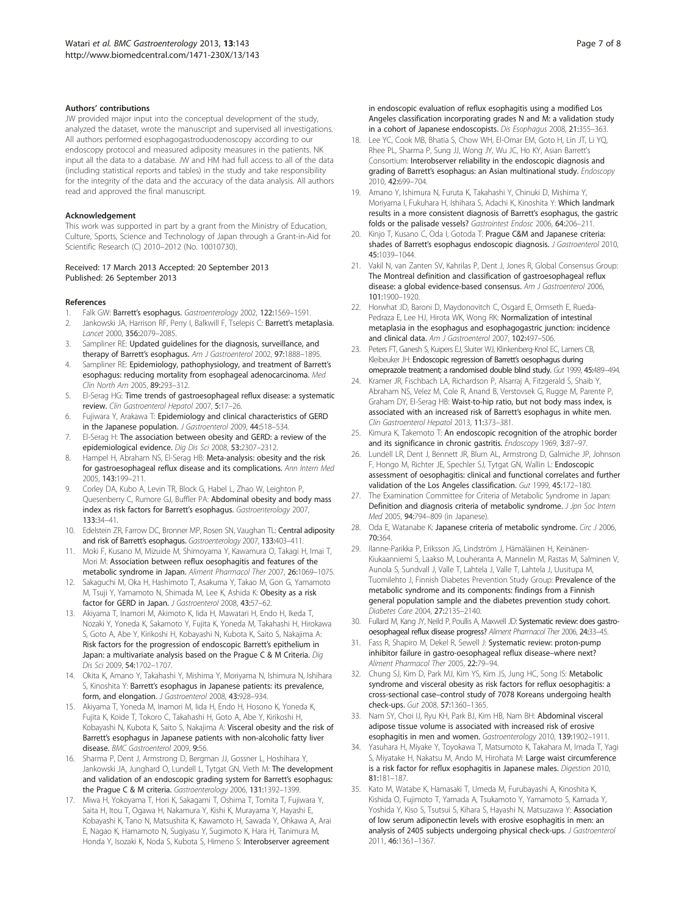### Authors' contributions

JW provided major input into the conceptual development of the study, analyzed the dataset, wrote the manuscript and supervised all investigations. All authors performed esophagogastroduodenoscopy according to our endoscopy protocol and measured adiposity measures in the patients. NK input all the data to a database. JW and HM had full access to all of the data (including statistical reports and tables) in the study and take responsibility for the integrity of the data and the accuracy of the data analysis. All authors read and approved the final manuscript.

### Acknowledgement

This work was supported in part by a grant from the Ministry of Education, Culture, Sports, Science and Technology of Japan through a Grant-in-Aid for Scientific Research (C) 2010–2012 (No. 10010730).

Received: 17 March 2013 Accepted: 20 September 2013
Published: 26 September 2013

### References

1. Falk GW: **Barrett's esophagus.** *Gastroenterology* 2002, **122:**1569–1591.
2. Jankowski JA, Harrison RF, Perry I, Balkwill F, Tselepis C: **Barrett's metaplasia.** *Lancet* 2000, **356:**2079–2085.
3. Sampliner RE: **Updated guidelines for the diagnosis, surveillance, and therapy of Barrett's esophagus.** *Am J Gastroenterol* 2002, **97:**1888–1895.
4. Sampliner RE: **Epidemiology, pathophysiology, and treatment of Barrett's esophagus: reducing mortality from esophageal adenocarcinoma.** *Med Clin North Am* 2005, **89:**293–312.
5. El-Serag HG: **Time trends of gastroesophageal reflux disease: a systematic review.** *Clin Gastroenterol Hepatol* 2007, **5:**17–26.
6. Fujiwara Y, Arakawa T: **Epidemiology and clinical characteristics of GERD in the Japanese population.** *J Gastroenterol* 2009, **44:**518–534.
7. El-Serag H: **The association between obesity and GERD: a review of the epidemiological evidence.** *Dig Dis Sci* 2008, **53:**2307–2312.
8. Hampel H, Abraham NS, El-Serag HB: **Meta-analysis: obesity and the risk for gastroesophageal reflux disease and its complications.** *Ann Intern Med* 2005, **143:**199–211.
9. Corley DA, Kubo A, Levin TR, Block G, Habel L, Zhao W, Leighton P, Quesenberry C, Rumore GJ, Buffler PA: **Abdominal obesity and body mass index as risk factors for Barrett's esophagus.** *Gastroenterology* 2007, **133:**34–41.
10. Edelstein ZR, Farrow DC, Bronner MP, Rosen SN, Vaughan TL: **Central adiposity and risk of Barrett's esophagus.** *Gastroenterology* 2007, **133:**403–411.
11. Moki F, Kusano M, Mizuide M, Shimoyama Y, Kawamura O, Takagi H, Imai T, Mori M: **Association between reflux oesophagitis and features of the metabolic syndrome in Japan.** *Aliment Pharmacol Ther* 2007, **26:**1069–1075.
12. Sakaguchi M, Oka H, Hashimoto T, Asakuma Y, Takao M, Gon G, Yamamoto M, Tsuji Y, Yamamoto N, Shimada M, Lee K, Ashida K: **Obesity as a risk factor for GERD in Japan.** *J Gastroenterol* 2008, **43:**57–62.
13. Akiyama T, Inamori M, Akimoto K, Iida H, Mawatari H, Endo H, Ikeda T, Nozaki Y, Yoneda K, Sakamoto Y, Fujita K, Yoneda M, Takahashi H, Hirokawa S, Goto A, Abe Y, Kirikoshi H, Kobayashi N, Kubota K, Saito S, Nakajima A: **Risk factors for the progression of endoscopic Barrett's epithelium in Japan: a multivariate analysis based on the Prague C & M Criteria.** *Dig Dis Sci* 2009, **54:**1702–1707.
14. Okita K, Amano Y, Takahashi Y, Mishima Y, Moriyama N, Ishimura N, Ishihara S, Kinoshita Y: **Barrett's esophagus in Japanese patients: its prevalence, form, and elongation.** *J Gastroenterol* 2008, **43:**928–934.
15. Akiyama T, Yoneda M, Inamori M, Iida H, Endo H, Hosono K, Yoneda K, Fujita K, Koide T, Tokoro C, Takahashi H, Goto A, Abe Y, Kirikoshi H, Kobayashi N, Kubota K, Saito S, Nakajima A: **Visceral obesity and the risk of Barrett's esophagus in Japanese patients with non-alcoholic fatty liver disease.** *BMC Gastroenterol* 2009, **9:**56.
16. Sharma P, Dent J, Armstrong D, Bergman JJ, Gossner L, Hoshihara Y, Jankowski JA, Junghard O, Lundell L, Tytgat GN, Vieth M: **The development and validation of an endoscopic grading system for Barrett's esophagus: the Prague C & M criteria.** *Gastroenterology* 2006, **131:**1392–1399.
17. Miwa H, Yokoyama T, Hori K, Sakagami T, Oshima T, Tomita T, Fujiwara Y, Saita H, Itou T, Ogawa H, Nakamura Y, Kishi K, Murayama Y, Hayashi E, Kobayashi K, Tano N, Matsushita K, Kawamoto H, Sawada Y, Ohkawa A, Arai E, Nagao K, Hamamoto N, Sugiyasu Y, Sugimoto K, Hara H, Tanimura M, Honda Y, Isozaki K, Noda S, Kubota S, Himeno S: **Interobserver agreement in endoscopic evaluation of reflux esophagitis using a modified Los Angeles classification incorporating grades N and M: a validation study in a cohort of Japanese endoscopists.** *Dis Esophagus* 2008, **21:**355–363.
18. Lee YC, Cook MB, Bhatia S, Chow WH, El-Omar EM, Goto H, Lin JT, Li YQ, Rhee PL, Sharma P, Sung JJ, Wong JY, Wu JC, Ho KY, Asian Barrett's Consortium: **Interobserver reliability in the endoscopic diagnosis and grading of Barrett's esophagus: an Asian multinational study.** *Endoscopy* 2010, **42:**699–704.
19. Amano Y, Ishimura N, Furuta K, Takahashi Y, Chinuki D, Mishima Y, Moriyama I, Fukuhara H, Ishihara S, Adachi K, Kinoshita Y: **Which landmark results in a more consistent diagnosis of Barrett's esophagus, the gastric folds or the palisade vessels?** *Gastrointest Endosc* 2006, **64:**206–211.
20. Kinjo T, Kusano C, Oda I, Gotoda T: **Prague C&M and Japanese criteria: shades of Barrett's esophagus endoscopic diagnosis.** *J Gastroenterol* 2010, **45:**1039–1044.
21. Vakil N, van Zanten SV, Kahrilas P, Dent J, Jones R, Global Consensus Group: **The Montreal definition and classification of gastroesophageal reflux disease: a global evidence-based consensus.** *Am J Gastroenterol* 2006, **101:**1900–1920.
22. Horwhat JD, Baroni D, Maydonovitch C, Osgard E, Ormseth E, Rueda-Pedraza E, Lee HJ, Hirota WK, Wong RK: **Normalization of intestinal metaplasia in the esophagus and esophagogastric junction: incidence and clinical data.** *Am J Gastroenterol* 2007, **102:**497–506.
23. Peters FT, Ganesh S, Kuipers EJ, Sluiter WJ, Klinkenberg-Knol EC, Lamers CB, Kleibeuker JH: **Endoscopic regression of Barrett's oesophagus during omeprazole treatment; a randomised double blind study.** *Gut* 1999, **45:**489–494.
24. Kramer JR, Fischbach LA, Richardson P, Alsarraj A, Fitzgerald S, Shaib Y, Abraham NS, Velez M, Cole R, Anand B, Verstovsek G, Rugge M, Parente P, Graham DY, El-Serag HB: **Waist-to-hip ratio, but not body mass index, is associated with an increased risk of Barrett's esophagus in white men.** *Clin Gastroenterol Hepatol* 2013, **11:**373–381.
25. Kimura K, Takemoto T: **An endoscopic recognition of the atrophic border and its significance in chronic gastritis.** *Endoscopy* 1969, **3:**87–97.
26. Lundell LR, Dent J, Bennett JR, Blum AL, Armstrong D, Galmiche JP, Johnson F, Hongo M, Richter JE, Spechler SJ, Tytgat GN, Wallin L: **Endoscopic assessment of oesophagitis: clinical and functional correlates and further validation of the Los Angeles classification.** *Gut* 1999, **45:**172–180.
27. The Examination Committee for Criteria of Metabolic Syndrome in Japan: **Definition and diagnosis criteria of metabolic syndrome.** *J Jpn Soc Intern Med* 2005, **94:**794–809 (in Japanese).
28. Oda E, Watanabe K: **Japanese criteria of metabolic syndrome.** *Circ J* 2006, **70:**364.
29. Ilanne-Parikka P, Eriksson JG, Lindström J, Hämäläinen H, Keinänen-Kiukaanniemi S, Laakso M, Louheranta A, Mannelin M, Rastas M, Salminen V, Aunola S, Sundvall J, Valle T, Lahtela J, Valle T, Lahtela J, Uusitupa M, Tuomilehto J, Finnish Diabetes Prevention Study Group: **Prevalence of the metabolic syndrome and its components: findings from a Finnish general population sample and the diabetes prevention study cohort.** *Diabetes Care* 2004, **27:**2135–2140.
30. Fullard M, Kang JY, Neild P, Poullis A, Maxwell JD: **Systematic review: does gastro-oesophageal reflux disease progress?** *Aliment Pharmacol Ther* 2006, **24:**33–45.
31. Fass R, Shapiro M, Dekel R, Sewell J: **Systematic review: proton-pump inhibitor failure in gastro-oesophageal reflux disease–where next?** *Aliment Pharmacol Ther* 2005, **22:**79–94.
32. Chung SJ, Kim D, Park MJ, Kim YS, Kim JS, Jung HC, Song IS: **Metabolic syndrome and visceral obesity as risk factors for reflux oesophagitis: a cross-sectional case–control study of 7078 Koreans undergoing health check-ups.** *Gut* 2008, **57:**1360–1365.
33. Nam SY, Choi IJ, Ryu KH, Park BJ, Kim HB, Nam BH: **Abdominal visceral adipose tissue volume is associated with increased risk of erosive esophagitis in men and women.** *Gastroenterology* 2010, **139:**1902–1911.
34. Yasuhara H, Miyake Y, Toyokawa T, Matsumoto K, Takahara M, Imada T, Yagi S, Miyatake H, Nakatsu M, Ando M, Hirohata M: **Large waist circumference is a risk factor for reflux esophagitis in Japanese males.** *Digestion* 2010, **81:**181–187.
35. Kato M, Watabe K, Hamasaki T, Umeda M, Furubayashi A, Kinoshita K, Kishida O, Fujimoto T, Yamada A, Tsukamoto Y, Yamamoto S, Kamada Y, Yoshida Y, Kiso S, Tsutsui S, Kihara S, Hayashi N, Matsuzawa Y: **Association of low serum adiponectin levels with erosive esophagitis in men: an analysis of 2405 subjects undergoing physical check-ups.** *J Gastroenterol* 2011, **46:**1361–1367.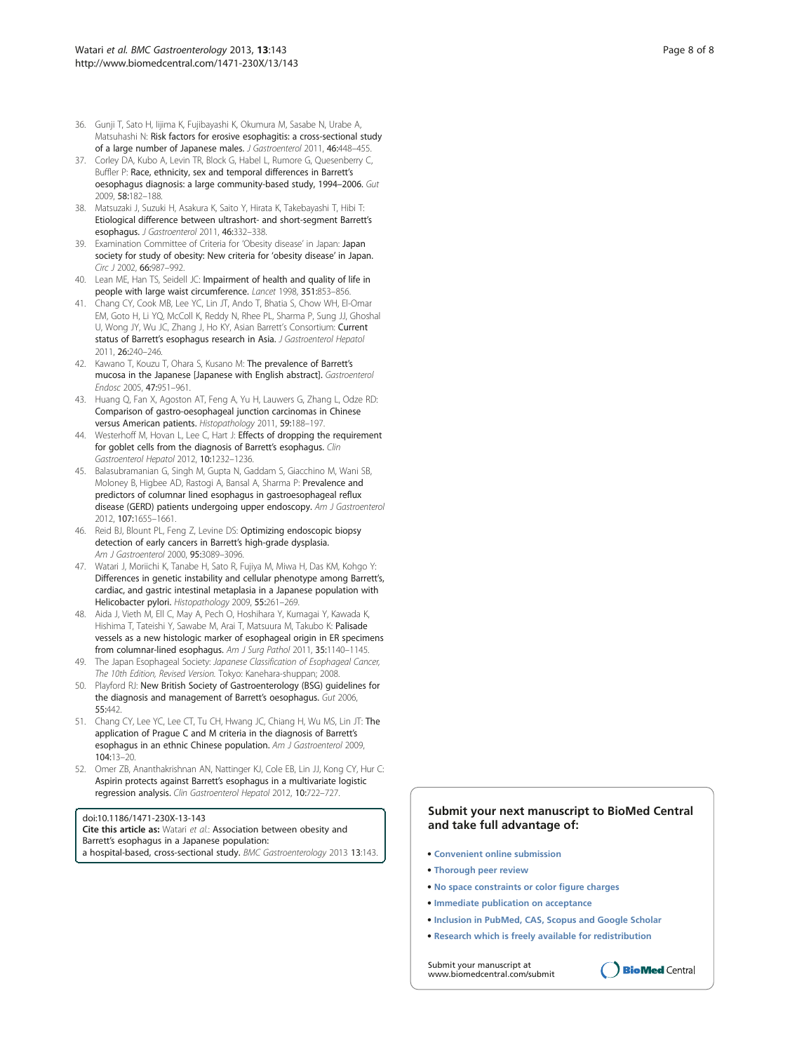36. Gunji T, Sato H, Iijima K, Fujibayashi K, Okumura M, Sasabe N, Urabe A, Matsuhashi N: **Risk factors for erosive esophagitis: a cross-sectional study of a large number of Japanese males.** *J Gastroenterol* 2011, **46:**448–455.
37. Corley DA, Kubo A, Levin TR, Block G, Habel L, Rumore G, Quesenberry C, Buffler P: **Race, ethnicity, sex and temporal differences in Barrett's oesophagus diagnosis: a large community-based study, 1994–2006.** *Gut* 2009, **58:**182–188.
38. Matsuzaki J, Suzuki H, Asakura K, Saito Y, Hirata K, Takebayashi T, Hibi T: **Etiological difference between ultrashort- and short-segment Barrett's esophagus.** *J Gastroenterol* 2011, **46:**332–338.
39. Examination Committee of Criteria for 'Obesity disease' in Japan: **Japan society for study of obesity: New criteria for 'obesity disease' in Japan.** *Circ J* 2002, **66:**987–992.
40. Lean ME, Han TS, Seidell JC: **Impairment of health and quality of life in people with large waist circumference.** *Lancet* 1998, **351:**853–856.
41. Chang CY, Cook MB, Lee YC, Lin JT, Ando T, Bhatia S, Chow WH, El-Omar EM, Goto H, Li YQ, McColl K, Reddy N, Rhee PL, Sharma P, Sung JJ, Ghoshal U, Wong JY, Wu JC, Zhang J, Ho KY, Asian Barrett's Consortium: **Current status of Barrett's esophagus research in Asia.** *J Gastroenterol Hepatol* 2011, **26:**240–246.
42. Kawano T, Kouzu T, Ohara S, Kusano M: **The prevalence of Barrett's mucosa in the Japanese [Japanese with English abstract].** *Gastroenterol Endosc* 2005, **47:**951–961.
43. Huang Q, Fan X, Agoston AT, Feng A, Yu H, Lauwers G, Zhang L, Odze RD: **Comparison of gastro-oesophageal junction carcinomas in Chinese versus American patients.** *Histopathology* 2011, **59:**188–197.
44. Westerhoff M, Hovan L, Lee C, Hart J: **Effects of dropping the requirement for goblet cells from the diagnosis of Barrett's esophagus.** *Clin Gastroenterol Hepatol* 2012, **10:**1232–1236.
45. Balasubramanian G, Singh M, Gupta N, Gaddam S, Giacchino M, Wani SB, Moloney B, Higbee AD, Rastogi A, Bansal A, Sharma P: **Prevalence and predictors of columnar lined esophagus in gastroesophageal reflux disease (GERD) patients undergoing upper endoscopy.** *Am J Gastroenterol* 2012, **107:**1655–1661.
46. Reid BJ, Blount PL, Feng Z, Levine DS: **Optimizing endoscopic biopsy detection of early cancers in Barrett's high-grade dysplasia.** *Am J Gastroenterol* 2000, **95:**3089–3096.
47. Watari J, Moriichi K, Tanabe H, Sato R, Fujiya M, Miwa H, Das KM, Kohgo Y: **Differences in genetic instability and cellular phenotype among Barrett's, cardiac, and gastric intestinal metaplasia in a Japanese population with Helicobacter pylori.** *Histopathology* 2009, **55:**261–269.
48. Aida J, Vieth M, Ell C, May A, Pech O, Hoshihara Y, Kumagai Y, Kawada K, Hishima T, Tateishi Y, Sawabe M, Arai T, Matsuura M, Takubo K: **Palisade vessels as a new histologic marker of esophageal origin in ER specimens from columnar-lined esophagus.** *Am J Surg Pathol* 2011, **35:**1140–1145.
49. The Japan Esophageal Society: *Japanese Classification of Esophageal Cancer, The 10th Edition, Revised Version.* Tokyo: Kanehara-shuppan; 2008.
50. Playford RJ: **New British Society of Gastroenterology (BSG) guidelines for the diagnosis and management of Barrett's oesophagus.** *Gut* 2006, **55:**442.
51. Chang CY, Lee YC, Lee CT, Tu CH, Hwang JC, Chiang H, Wu MS, Lin JT: **The application of Prague C and M criteria in the diagnosis of Barrett's esophagus in an ethnic Chinese population.** *Am J Gastroenterol* 2009, **104:**13–20.
52. Omer ZB, Ananthakrishnan AN, Nattinger KJ, Cole EB, Lin JJ, Kong CY, Hur C: **Aspirin protects against Barrett's esophagus in a multivariate logistic regression analysis.** *Clin Gastroenterol Hepatol* 2012, **10:**722–727.

doi:10.1186/1471-230X-13-143

**Cite this article as:** Watari *et al.*: Association between obesity and Barrett's esophagus in a Japanese population: a hospital-based, cross-sectional study. *BMC Gastroenterology* 2013 13:143.

**Submit your next manuscript to BioMed Central and take full advantage of:**

- **Convenient online submission**
- **Thorough peer review**
- **No space constraints or color figure charges**
- **Immediate publication on acceptance**
- **Inclusion in PubMed, CAS, Scopus and Google Scholar**
- **Research which is freely available for redistribution**

Submit your manuscript at www.biomedcentral.com/submit

BioMed Central